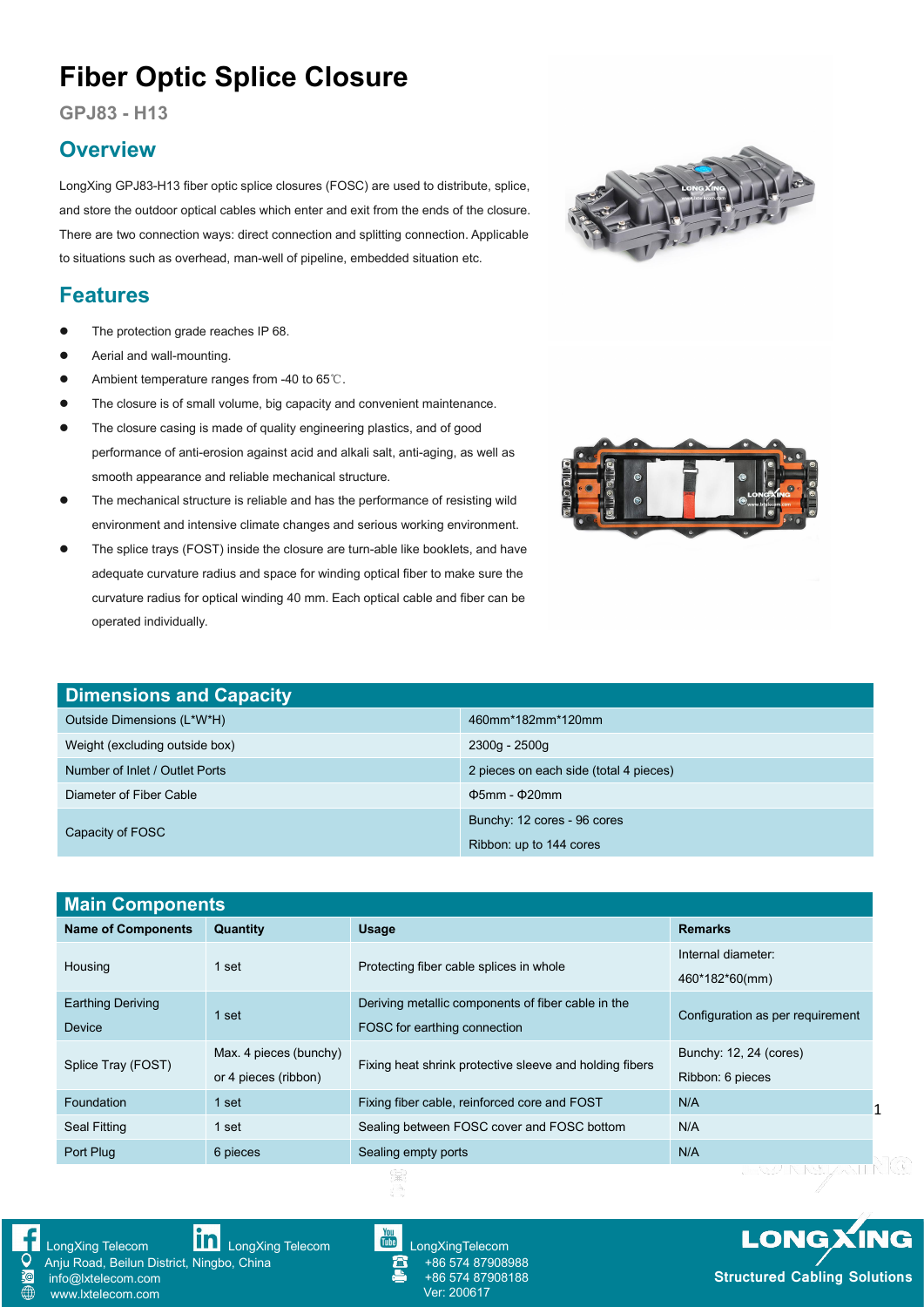# Fiber Optic Splice Closure

GPJ83 - H13

## Overview

LongXing GPJ83-H13 fiber optic splice closures (FOSC) are used to distribute, splice, and store the outdoor optical cables which enter and exit from the ends of the closure. There are two connection ways: direct connection and splitting connection. Applicable to situations such as overhead, man-well of pipeline, embedded situation etc.

## Features

- The protection grade reaches IP 68.
- Aerial and wall-mounting.
- Ambient temperature ranges from -40 to 65℃.
- The closure is of small volume, big capacity and convenient maintenance.
- The closure casing is made of quality engineering plastics, and of good performance of anti-erosion against acid and alkali salt, anti-aging, as well as smooth appearance and reliable mechanical structure.
- The mechanical structure is reliable and has the performance of resisting wild environment and intensive climate changes and serious working environment.
- The splice trays (FOST) inside the closure are turn-able like booklets, and have adequate curvature radius and space for winding optical fiber to make sure the curvature radius for optical winding 40 mm. Each optical cable and fiber can be operated individually.

## Dimensions and Capacity

| | |
|---|---|
| Outside Dimensions (L*W*H) | 460mm*182mm*120mm |
| Weight (excluding outside box) | 2300g - 2500g |
| Number of Inlet / Outlet Ports | 2 pieces on each side (total 4 pieces) |
| Diameter of Fiber Cable | Φ5mm - Φ20mm |
| Capacity of FOSC | Bunchy: 12 cores - 96 cores<br>Ribbon: up to 144 cores |

## Main Components

| Name of Components | Quantity | Usage | Remarks |
|---|---|---|---|
| Housing | 1 set | Protecting fiber cable splices in whole | Internal diameter: 460*182*60(mm) |
| Earthing Deriving Device | 1 set | Deriving metallic components of fiber cable in the FOSC for earthing connection | Configuration as per requirement |
| Splice Tray (FOST) | Max. 4 pieces (bunchy) or 4 pieces (ribbon) | Fixing heat shrink protective sleeve and holding fibers | Bunchy: 12, 24 (cores)<br>Ribbon: 6 pieces |
| Foundation | 1 set | Fixing fiber cable, reinforced core and FOST | N/A |
| Seal Fitting | 1 set | Sealing between FOSC cover and FOSC bottom | N/A |
| Port Plug | 6 pieces | Sealing empty ports | N/A |

LongXing Telecom | LongXing Telecom | LongXingTelecom
Anju Road, Beilun District, Ningbo, China
info@lxtelecom.com
www.lxtelecom.com
+86 574 87908988
+86 574 87908188
Ver: 200617

LONGXING
Structured Cabling Solutions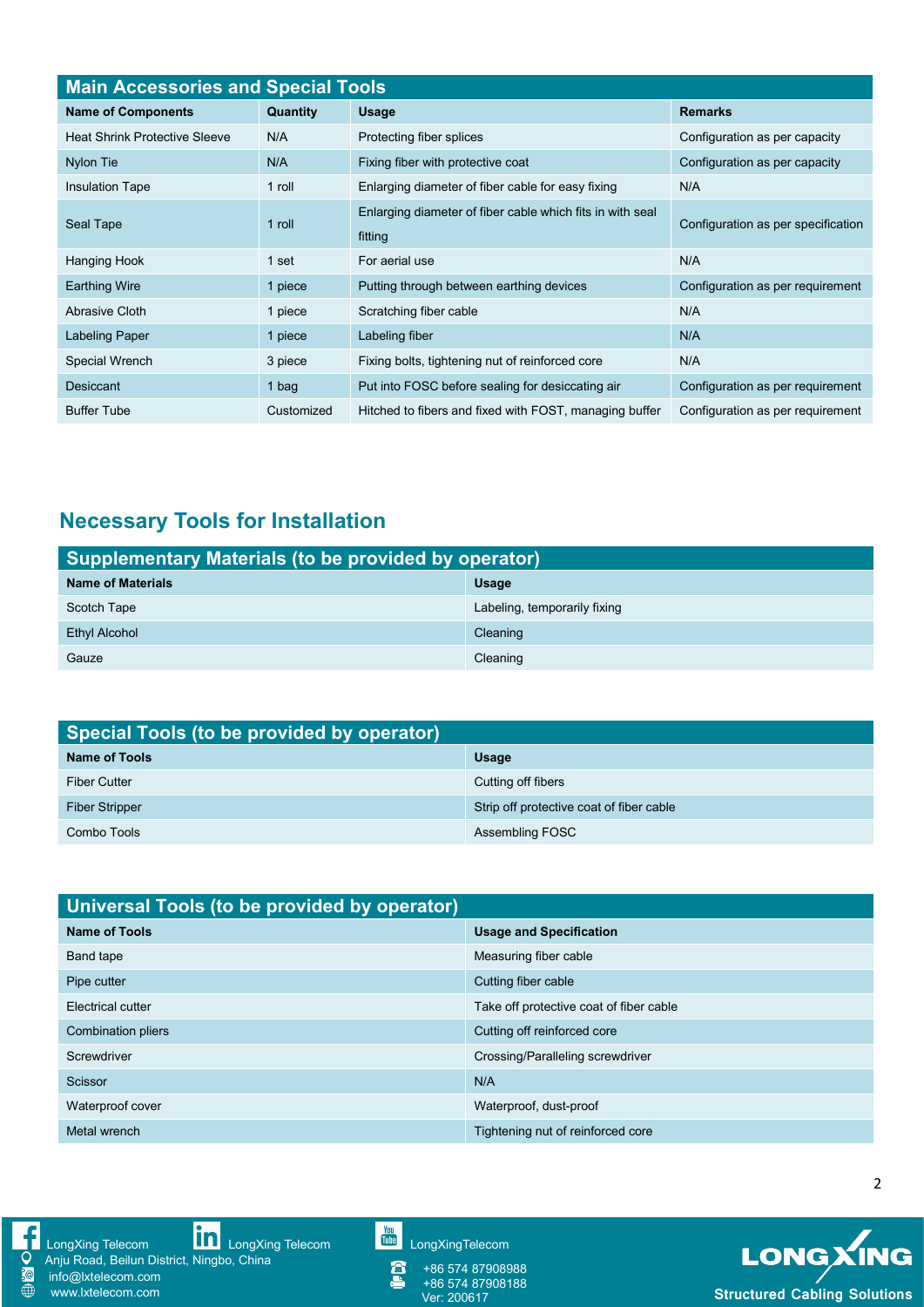## Main Accessories and Special Tools

| Name of Components | Quantity | Usage | Remarks |
|---|---|---|---|
| Heat Shrink Protective Sleeve | N/A | Protecting fiber splices | Configuration as per capacity |
| Nylon Tie | N/A | Fixing fiber with protective coat | Configuration as per capacity |
| Insulation Tape | 1 roll | Enlarging diameter of fiber cable for easy fixing | N/A |
| Seal Tape | 1 roll | Enlarging diameter of fiber cable which fits in with seal fitting | Configuration as per specification |
| Hanging Hook | 1 set | For aerial use | N/A |
| Earthing Wire | 1 piece | Putting through between earthing devices | Configuration as per requirement |
| Abrasive Cloth | 1 piece | Scratching fiber cable | N/A |
| Labeling Paper | 1 piece | Labeling fiber | N/A |
| Special Wrench | 3 piece | Fixing bolts, tightening nut of reinforced core | N/A |
| Desiccant | 1 bag | Put into FOSC before sealing for desiccating air | Configuration as per requirement |
| Buffer Tube | Customized | Hitched to fibers and fixed with FOST, managing buffer | Configuration as per requirement |

# Necessary Tools for Installation

## Supplementary Materials (to be provided by operator)

| Name of Materials | Usage |
|---|---|
| Scotch Tape | Labeling, temporarily fixing |
| Ethyl Alcohol | Cleaning |
| Gauze | Cleaning |

## Special Tools (to be provided by operator)

| Name of Tools | Usage |
|---|---|
| Fiber Cutter | Cutting off fibers |
| Fiber Stripper | Strip off protective coat of fiber cable |
| Combo Tools | Assembling FOSC |

## Universal Tools (to be provided by operator)

| Name of Tools | Usage and Specification |
|---|---|
| Band tape | Measuring fiber cable |
| Pipe cutter | Cutting fiber cable |
| Electrical cutter | Take off protective coat of fiber cable |
| Combination pliers | Cutting off reinforced core |
| Screwdriver | Crossing/Paralleling screwdriver |
| Scissor | N/A |
| Waterproof cover | Waterproof, dust-proof |
| Metal wrench | Tightening nut of reinforced core |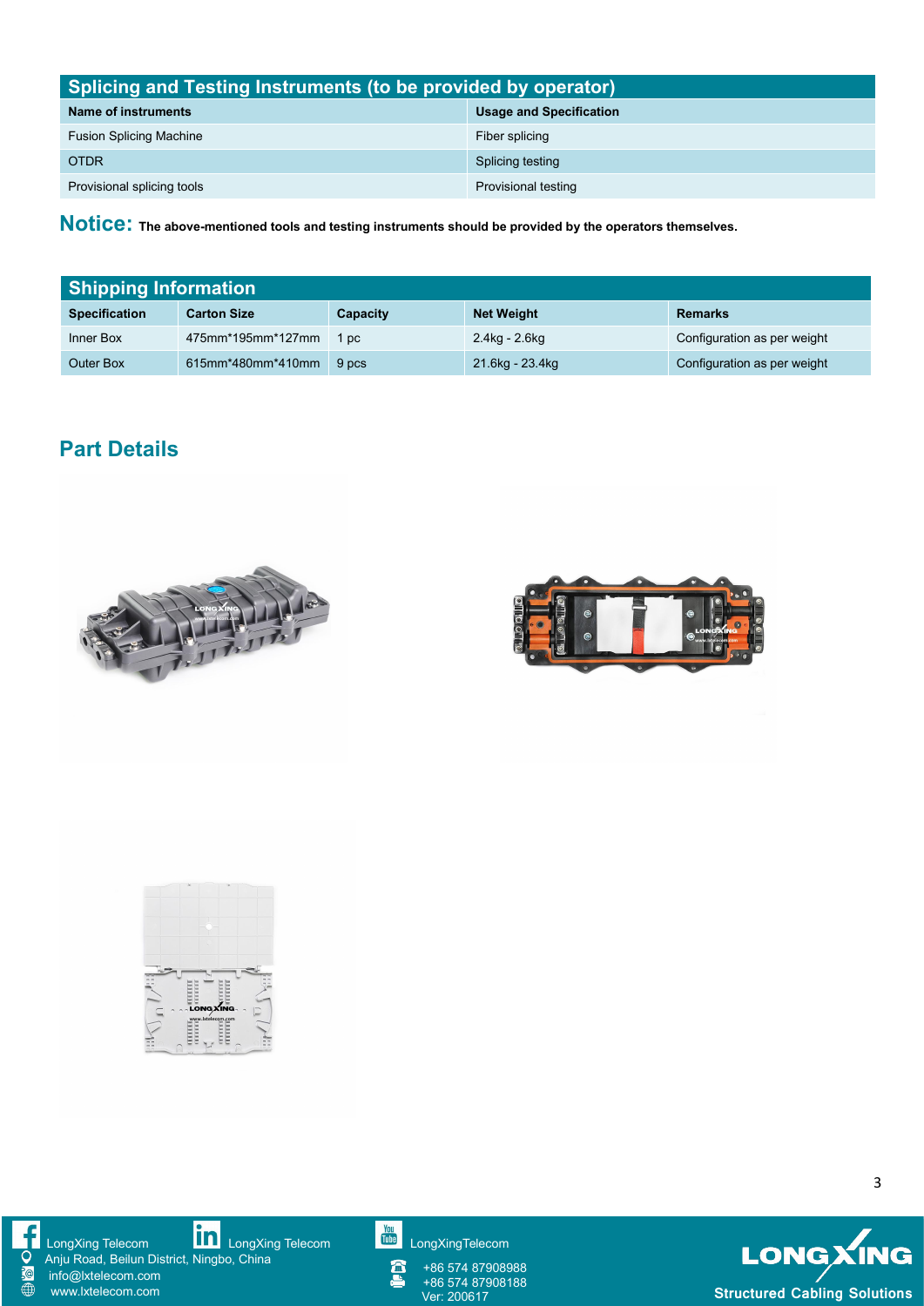## Splicing and Testing Instruments (to be provided by operator)

| Name of instruments | Usage and Specification |
| --- | --- |
| Fusion Splicing Machine | Fiber splicing |
| OTDR | Splicing testing |
| Provisional splicing tools | Provisional testing |

**Notice:** **The above-mentioned tools and testing instruments should be provided by the operators themselves.**

## Shipping Information

| Specification | Carton Size | Capacity | Net Weight | Remarks |
| --- | --- | --- | --- | --- |
| Inner Box | 475mm*195mm*127mm | 1 pc | 2.4kg - 2.6kg | Configuration as per weight |
| Outer Box | 615mm*480mm*410mm | 9 pcs | 21.6kg - 23.4kg | Configuration as per weight |

## Part Details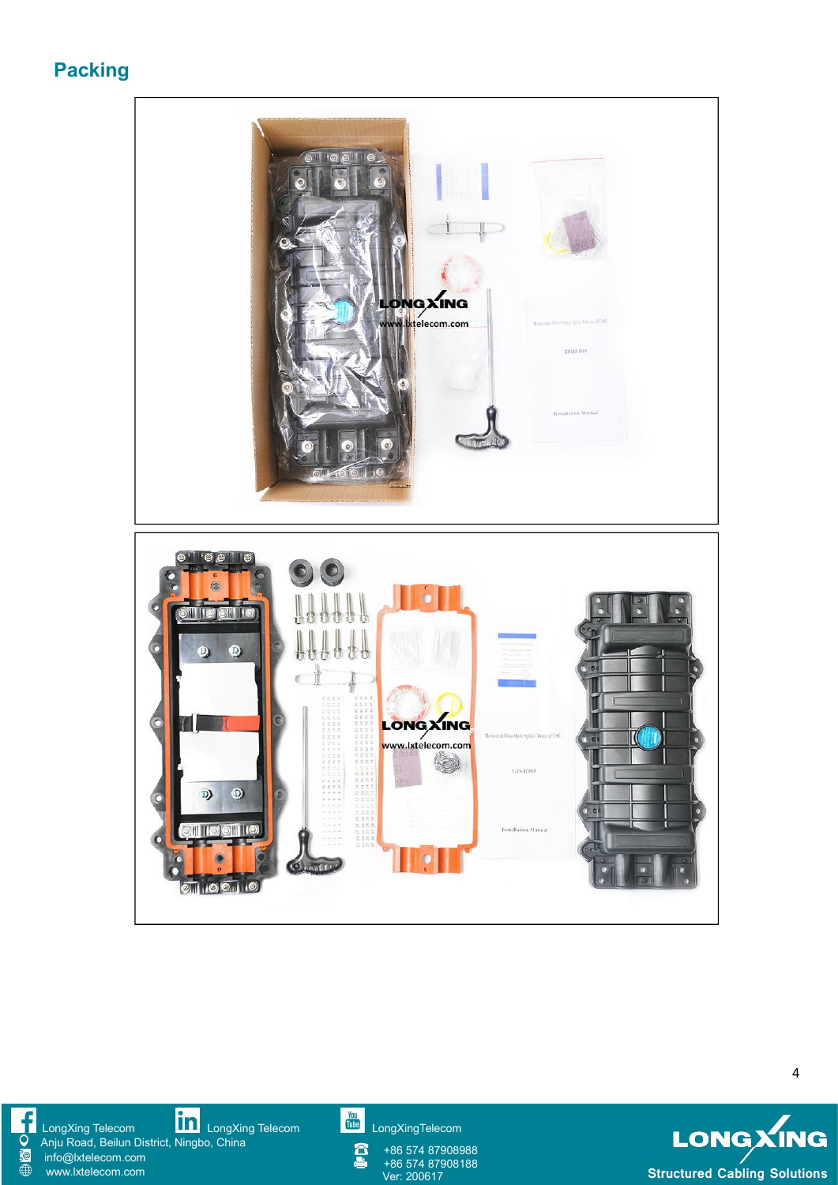## Packing